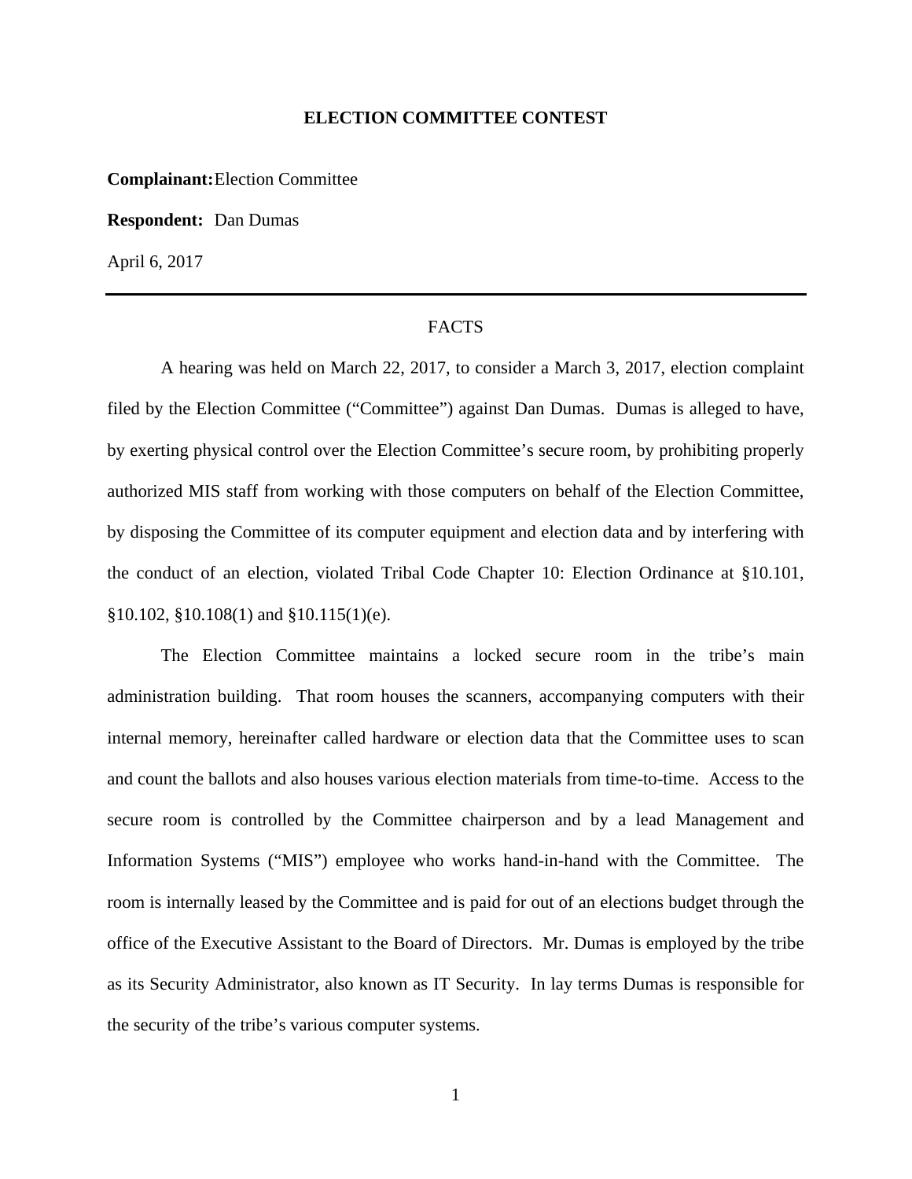**ELECTION COMMITTEE CONTEST**

**Complainant:** Election Committee

**Respondent:** Dan Dumas

April 6, 2017

---

FACTS

A hearing was held on March 22, 2017, to consider a March 3, 2017, election complaint filed by the Election Committee ("Committee") against Dan Dumas. Dumas is alleged to have, by exerting physical control over the Election Committee's secure room, by prohibiting properly authorized MIS staff from working with those computers on behalf of the Election Committee, by disposing the Committee of its computer equipment and election data and by interfering with the conduct of an election, violated Tribal Code Chapter 10: Election Ordinance at §10.101, §10.102, §10.108(1) and §10.115(1)(e).

The Election Committee maintains a locked secure room in the tribe's main administration building. That room houses the scanners, accompanying computers with their internal memory, hereinafter called hardware or election data that the Committee uses to scan and count the ballots and also houses various election materials from time-to-time. Access to the secure room is controlled by the Committee chairperson and by a lead Management and Information Systems ("MIS") employee who works hand-in-hand with the Committee. The room is internally leased by the Committee and is paid for out of an elections budget through the office of the Executive Assistant to the Board of Directors. Mr. Dumas is employed by the tribe as its Security Administrator, also known as IT Security. In lay terms Dumas is responsible for the security of the tribe's various computer systems.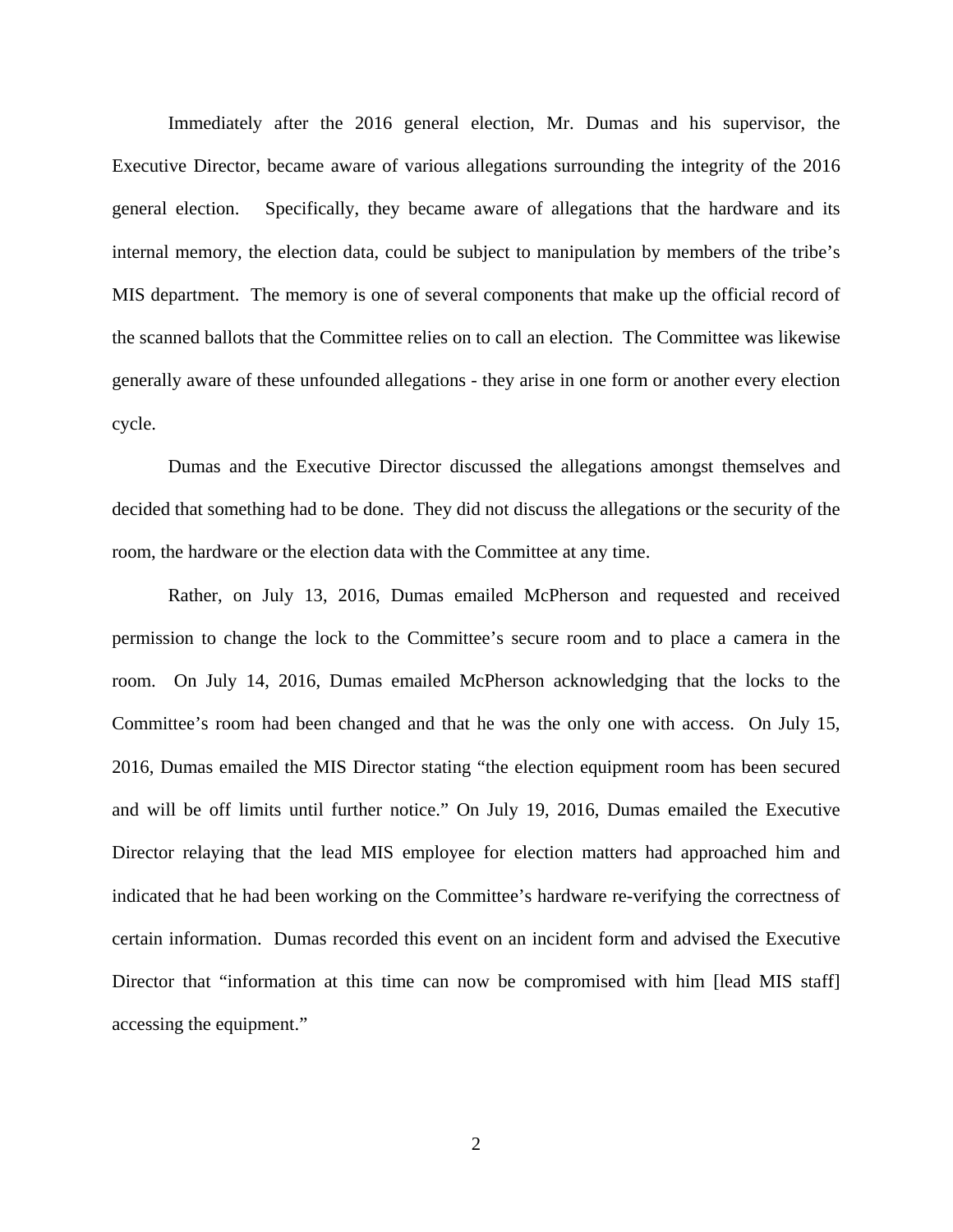Immediately after the 2016 general election, Mr. Dumas and his supervisor, the Executive Director, became aware of various allegations surrounding the integrity of the 2016 general election. Specifically, they became aware of allegations that the hardware and its internal memory, the election data, could be subject to manipulation by members of the tribe's MIS department. The memory is one of several components that make up the official record of the scanned ballots that the Committee relies on to call an election. The Committee was likewise generally aware of these unfounded allegations - they arise in one form or another every election cycle.

Dumas and the Executive Director discussed the allegations amongst themselves and decided that something had to be done. They did not discuss the allegations or the security of the room, the hardware or the election data with the Committee at any time.

Rather, on July 13, 2016, Dumas emailed McPherson and requested and received permission to change the lock to the Committee's secure room and to place a camera in the room. On July 14, 2016, Dumas emailed McPherson acknowledging that the locks to the Committee's room had been changed and that he was the only one with access. On July 15, 2016, Dumas emailed the MIS Director stating "the election equipment room has been secured and will be off limits until further notice." On July 19, 2016, Dumas emailed the Executive Director relaying that the lead MIS employee for election matters had approached him and indicated that he had been working on the Committee's hardware re-verifying the correctness of certain information. Dumas recorded this event on an incident form and advised the Executive Director that "information at this time can now be compromised with him [lead MIS staff] accessing the equipment."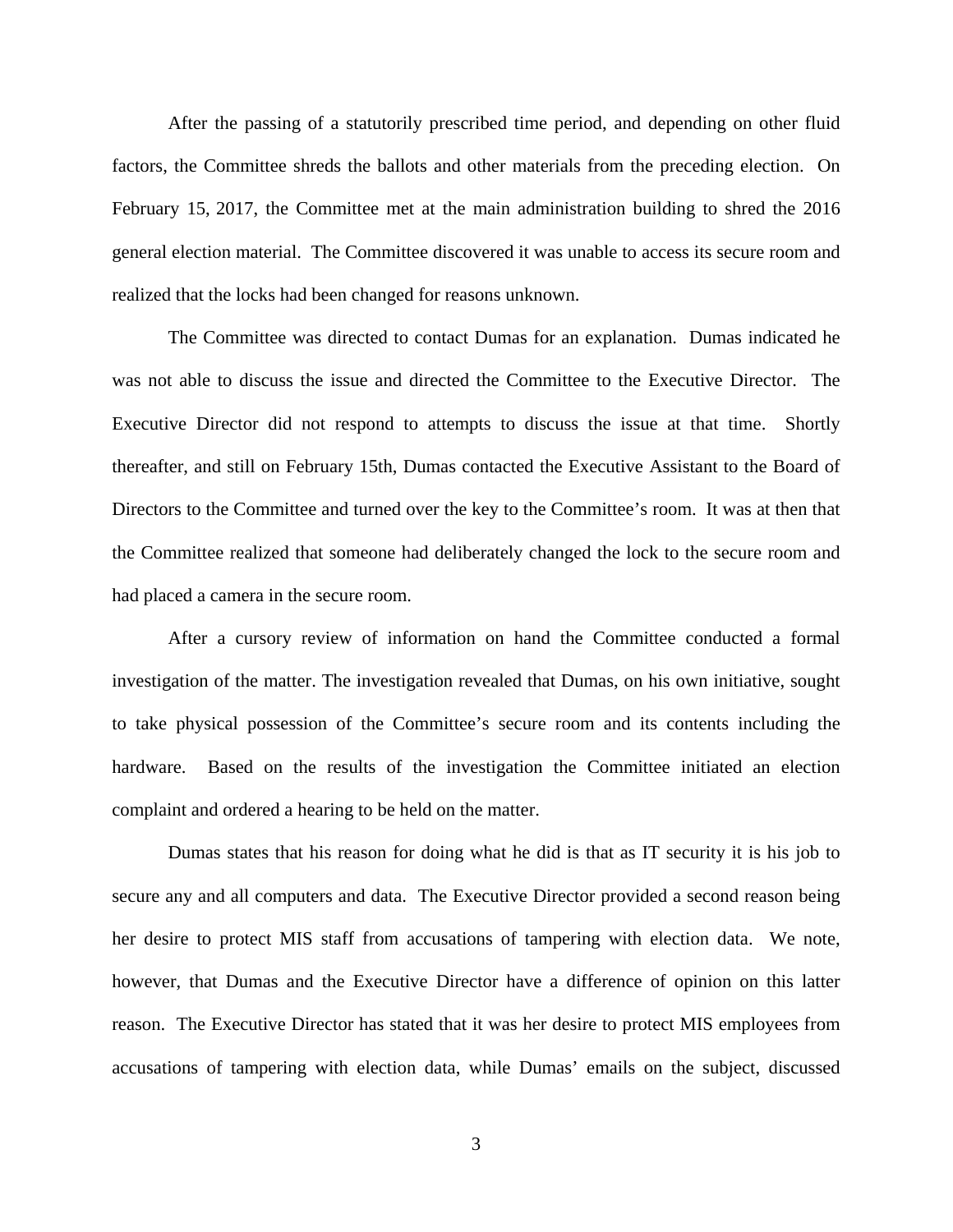After the passing of a statutorily prescribed time period, and depending on other fluid factors, the Committee shreds the ballots and other materials from the preceding election. On February 15, 2017, the Committee met at the main administration building to shred the 2016 general election material. The Committee discovered it was unable to access its secure room and realized that the locks had been changed for reasons unknown.

The Committee was directed to contact Dumas for an explanation. Dumas indicated he was not able to discuss the issue and directed the Committee to the Executive Director. The Executive Director did not respond to attempts to discuss the issue at that time. Shortly thereafter, and still on February 15th, Dumas contacted the Executive Assistant to the Board of Directors to the Committee and turned over the key to the Committee's room. It was at then that the Committee realized that someone had deliberately changed the lock to the secure room and had placed a camera in the secure room.

After a cursory review of information on hand the Committee conducted a formal investigation of the matter. The investigation revealed that Dumas, on his own initiative, sought to take physical possession of the Committee's secure room and its contents including the hardware. Based on the results of the investigation the Committee initiated an election complaint and ordered a hearing to be held on the matter.

Dumas states that his reason for doing what he did is that as IT security it is his job to secure any and all computers and data. The Executive Director provided a second reason being her desire to protect MIS staff from accusations of tampering with election data. We note, however, that Dumas and the Executive Director have a difference of opinion on this latter reason. The Executive Director has stated that it was her desire to protect MIS employees from accusations of tampering with election data, while Dumas' emails on the subject, discussed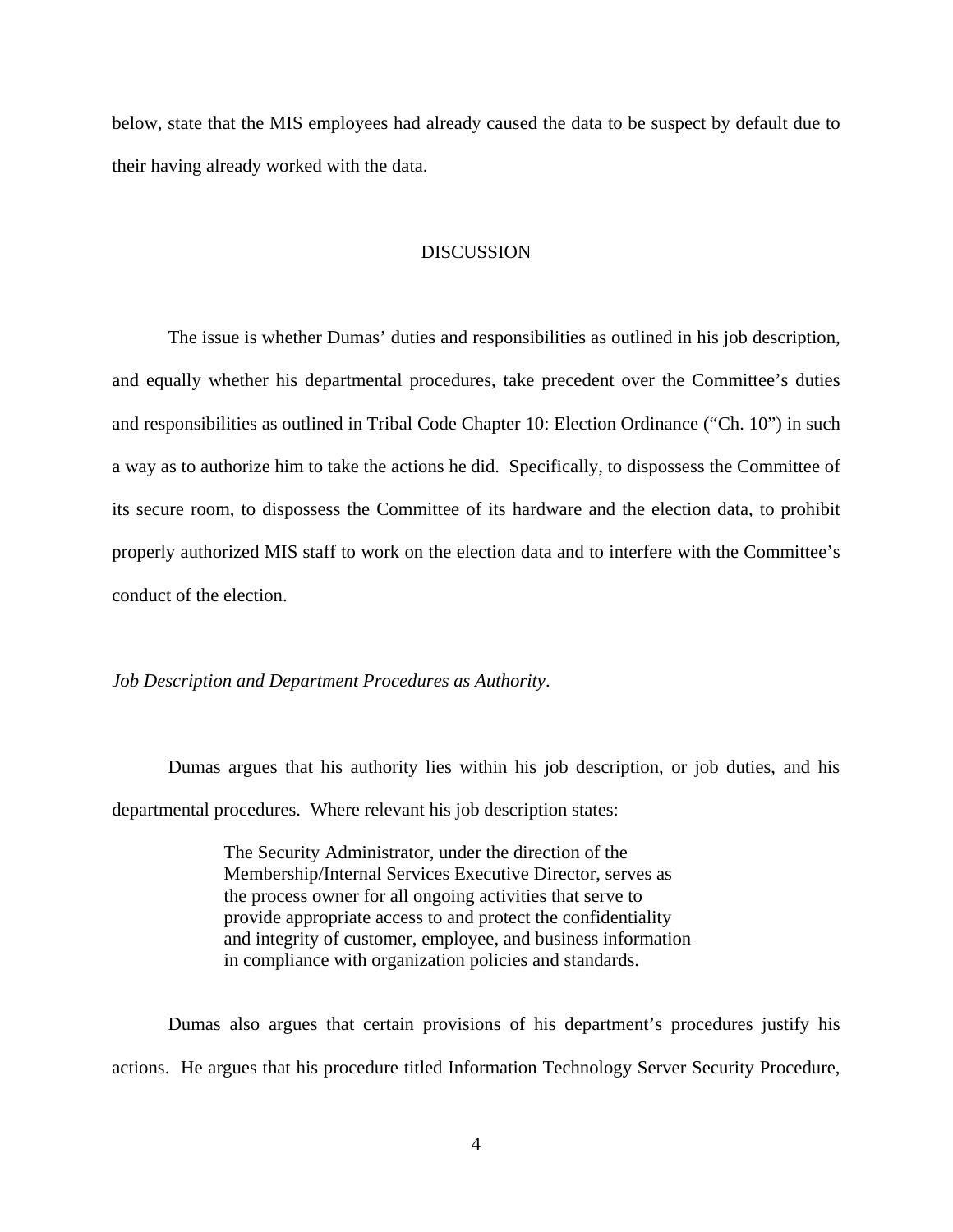below, state that the MIS employees had already caused the data to be suspect by default due to their having already worked with the data.

## DISCUSSION

The issue is whether Dumas' duties and responsibilities as outlined in his job description, and equally whether his departmental procedures, take precedent over the Committee's duties and responsibilities as outlined in Tribal Code Chapter 10: Election Ordinance ("Ch. 10") in such a way as to authorize him to take the actions he did. Specifically, to dispossess the Committee of its secure room, to dispossess the Committee of its hardware and the election data, to prohibit properly authorized MIS staff to work on the election data and to interfere with the Committee's conduct of the election.

*Job Description and Department Procedures as Authority*.

Dumas argues that his authority lies within his job description, or job duties, and his departmental procedures. Where relevant his job description states:

> The Security Administrator, under the direction of the Membership/Internal Services Executive Director, serves as the process owner for all ongoing activities that serve to provide appropriate access to and protect the confidentiality and integrity of customer, employee, and business information in compliance with organization policies and standards.

Dumas also argues that certain provisions of his department's procedures justify his actions. He argues that his procedure titled Information Technology Server Security Procedure,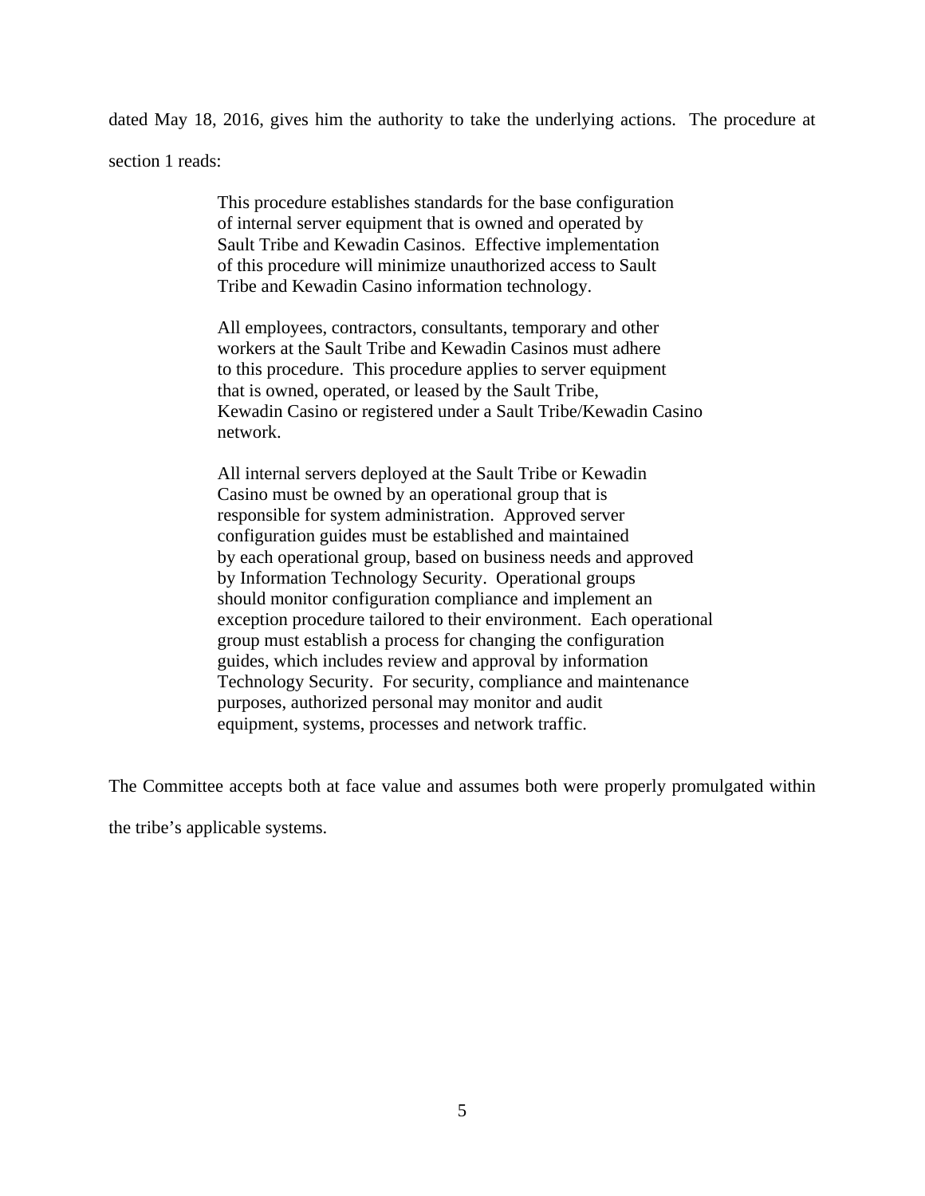dated May 18, 2016, gives him the authority to take the underlying actions. The procedure at section 1 reads:

> This procedure establishes standards for the base configuration of internal server equipment that is owned and operated by Sault Tribe and Kewadin Casinos. Effective implementation of this procedure will minimize unauthorized access to Sault Tribe and Kewadin Casino information technology.
>
> All employees, contractors, consultants, temporary and other workers at the Sault Tribe and Kewadin Casinos must adhere to this procedure. This procedure applies to server equipment that is owned, operated, or leased by the Sault Tribe, Kewadin Casino or registered under a Sault Tribe/Kewadin Casino network.
>
> All internal servers deployed at the Sault Tribe or Kewadin Casino must be owned by an operational group that is responsible for system administration. Approved server configuration guides must be established and maintained by each operational group, based on business needs and approved by Information Technology Security. Operational groups should monitor configuration compliance and implement an exception procedure tailored to their environment. Each operational group must establish a process for changing the configuration guides, which includes review and approval by information Technology Security. For security, compliance and maintenance purposes, authorized personal may monitor and audit equipment, systems, processes and network traffic.

The Committee accepts both at face value and assumes both were properly promulgated within the tribe's applicable systems.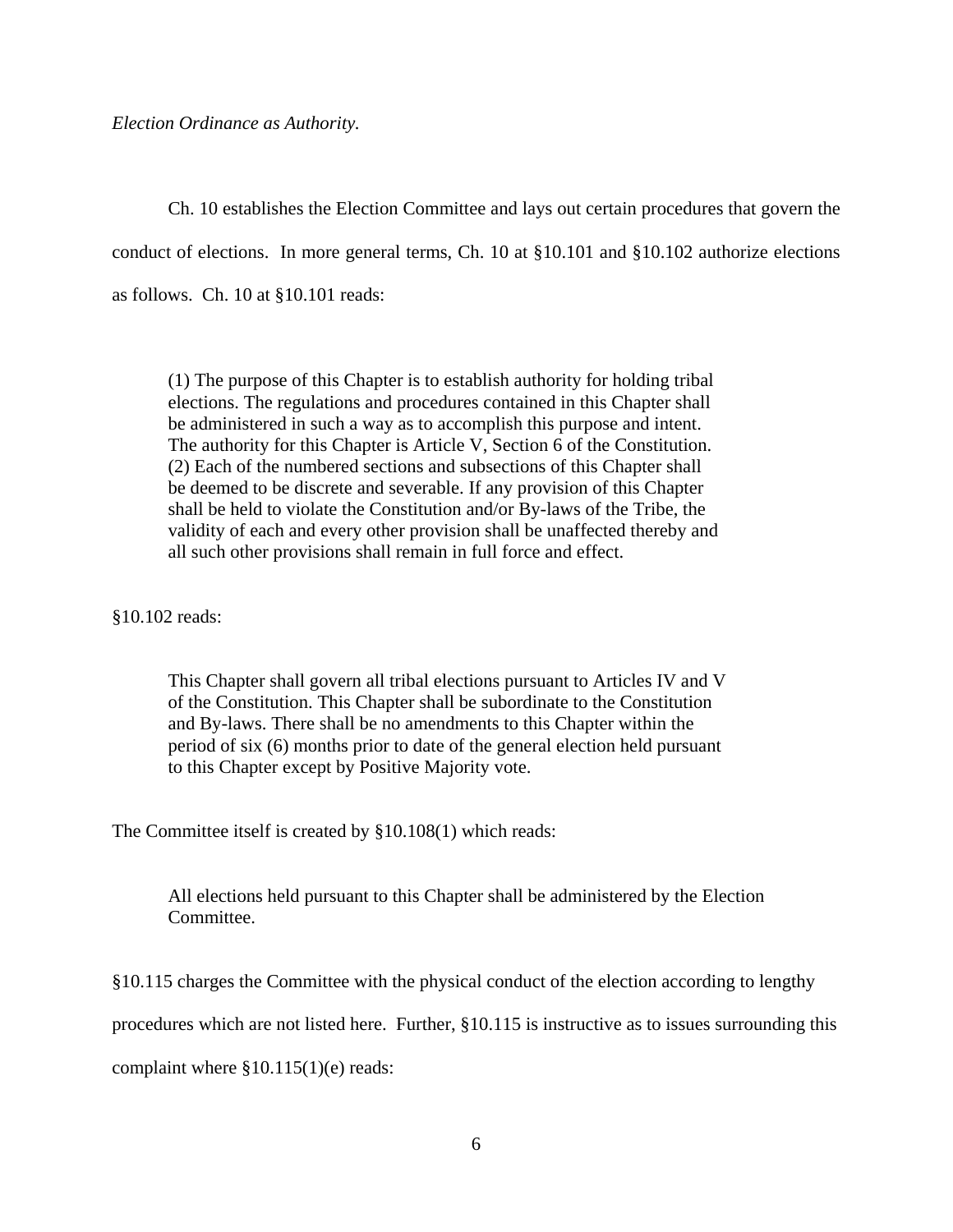*Election Ordinance as Authority.*

Ch. 10 establishes the Election Committee and lays out certain procedures that govern the conduct of elections. In more general terms, Ch. 10 at §10.101 and §10.102 authorize elections as follows. Ch. 10 at §10.101 reads:

> (1) The purpose of this Chapter is to establish authority for holding tribal elections. The regulations and procedures contained in this Chapter shall be administered in such a way as to accomplish this purpose and intent. The authority for this Chapter is Article V, Section 6 of the Constitution.
> (2) Each of the numbered sections and subsections of this Chapter shall be deemed to be discrete and severable. If any provision of this Chapter shall be held to violate the Constitution and/or By-laws of the Tribe, the validity of each and every other provision shall be unaffected thereby and all such other provisions shall remain in full force and effect.

§10.102 reads:

> This Chapter shall govern all tribal elections pursuant to Articles IV and V of the Constitution. This Chapter shall be subordinate to the Constitution and By-laws. There shall be no amendments to this Chapter within the period of six (6) months prior to date of the general election held pursuant to this Chapter except by Positive Majority vote.

The Committee itself is created by §10.108(1) which reads:

> All elections held pursuant to this Chapter shall be administered by the Election Committee.

§10.115 charges the Committee with the physical conduct of the election according to lengthy procedures which are not listed here. Further, §10.115 is instructive as to issues surrounding this complaint where §10.115(1)(e) reads: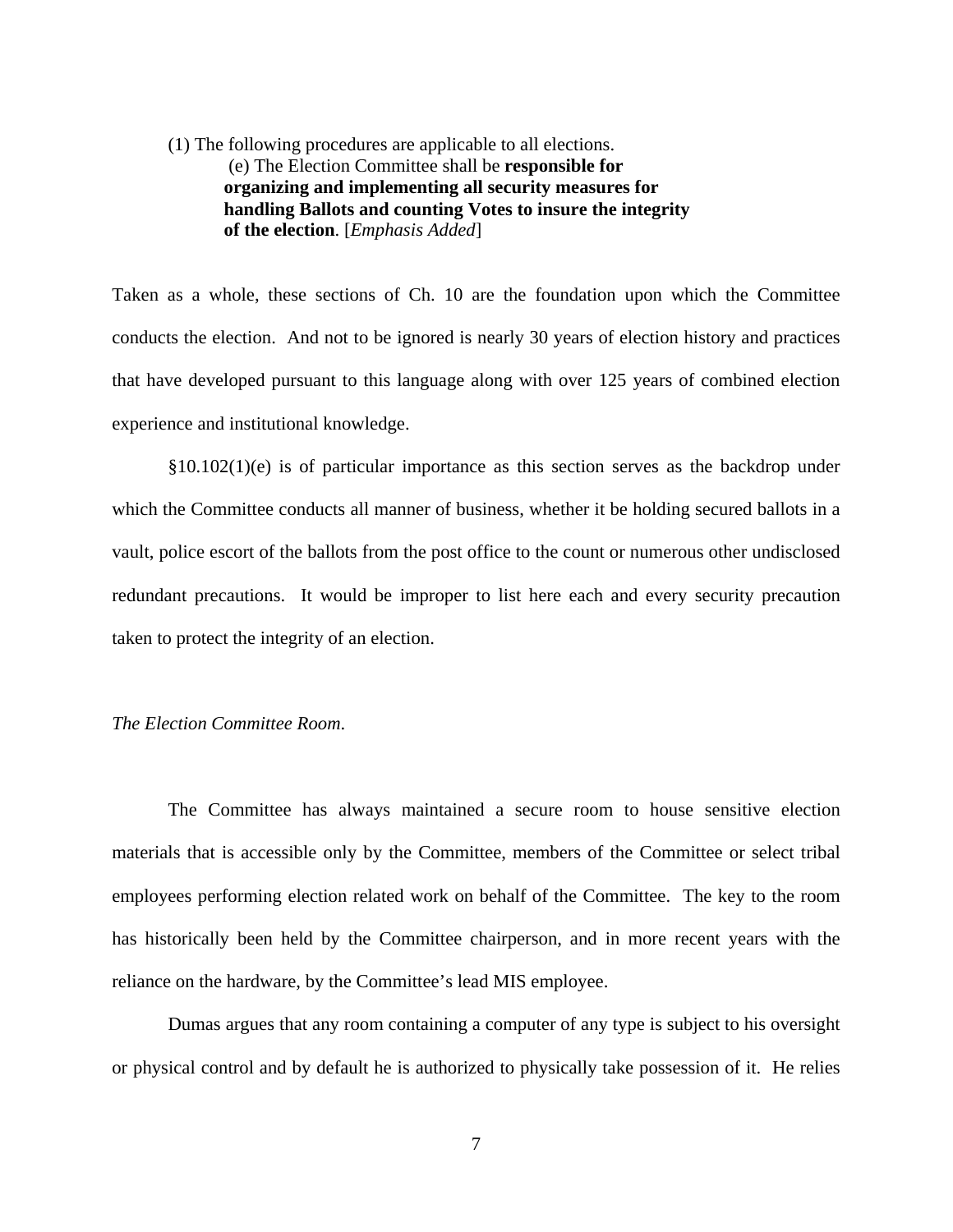(1) The following procedures are applicable to all elections.

> (e) The Election Committee shall be **responsible for organizing and implementing all security measures for handling Ballots and counting Votes to insure the integrity of the election**. [*Emphasis Added*]

Taken as a whole, these sections of Ch. 10 are the foundation upon which the Committee conducts the election. And not to be ignored is nearly 30 years of election history and practices that have developed pursuant to this language along with over 125 years of combined election experience and institutional knowledge.

§10.102(1)(e) is of particular importance as this section serves as the backdrop under which the Committee conducts all manner of business, whether it be holding secured ballots in a vault, police escort of the ballots from the post office to the count or numerous other undisclosed redundant precautions. It would be improper to list here each and every security precaution taken to protect the integrity of an election.

*The Election Committee Room.*

The Committee has always maintained a secure room to house sensitive election materials that is accessible only by the Committee, members of the Committee or select tribal employees performing election related work on behalf of the Committee. The key to the room has historically been held by the Committee chairperson, and in more recent years with the reliance on the hardware, by the Committee's lead MIS employee.

Dumas argues that any room containing a computer of any type is subject to his oversight or physical control and by default he is authorized to physically take possession of it. He relies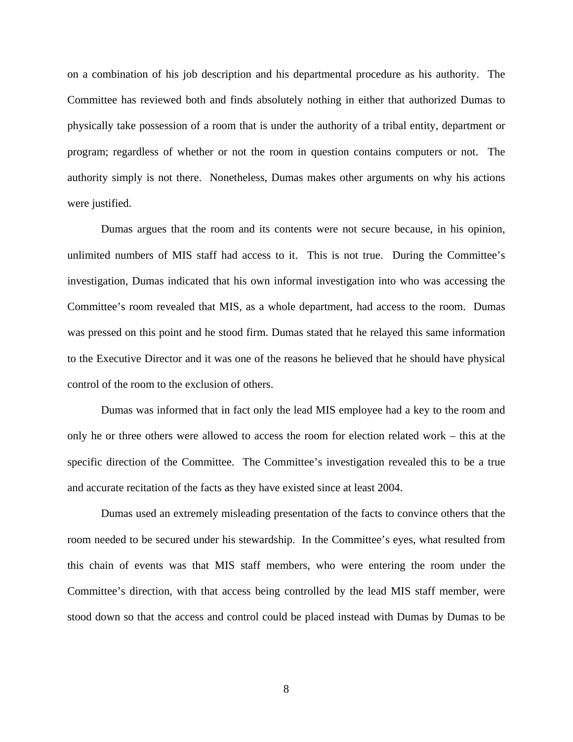on a combination of his job description and his departmental procedure as his authority. The Committee has reviewed both and finds absolutely nothing in either that authorized Dumas to physically take possession of a room that is under the authority of a tribal entity, department or program; regardless of whether or not the room in question contains computers or not. The authority simply is not there. Nonetheless, Dumas makes other arguments on why his actions were justified.

Dumas argues that the room and its contents were not secure because, in his opinion, unlimited numbers of MIS staff had access to it. This is not true. During the Committee's investigation, Dumas indicated that his own informal investigation into who was accessing the Committee's room revealed that MIS, as a whole department, had access to the room. Dumas was pressed on this point and he stood firm. Dumas stated that he relayed this same information to the Executive Director and it was one of the reasons he believed that he should have physical control of the room to the exclusion of others.

Dumas was informed that in fact only the lead MIS employee had a key to the room and only he or three others were allowed to access the room for election related work – this at the specific direction of the Committee. The Committee's investigation revealed this to be a true and accurate recitation of the facts as they have existed since at least 2004.

Dumas used an extremely misleading presentation of the facts to convince others that the room needed to be secured under his stewardship. In the Committee's eyes, what resulted from this chain of events was that MIS staff members, who were entering the room under the Committee's direction, with that access being controlled by the lead MIS staff member, were stood down so that the access and control could be placed instead with Dumas by Dumas to be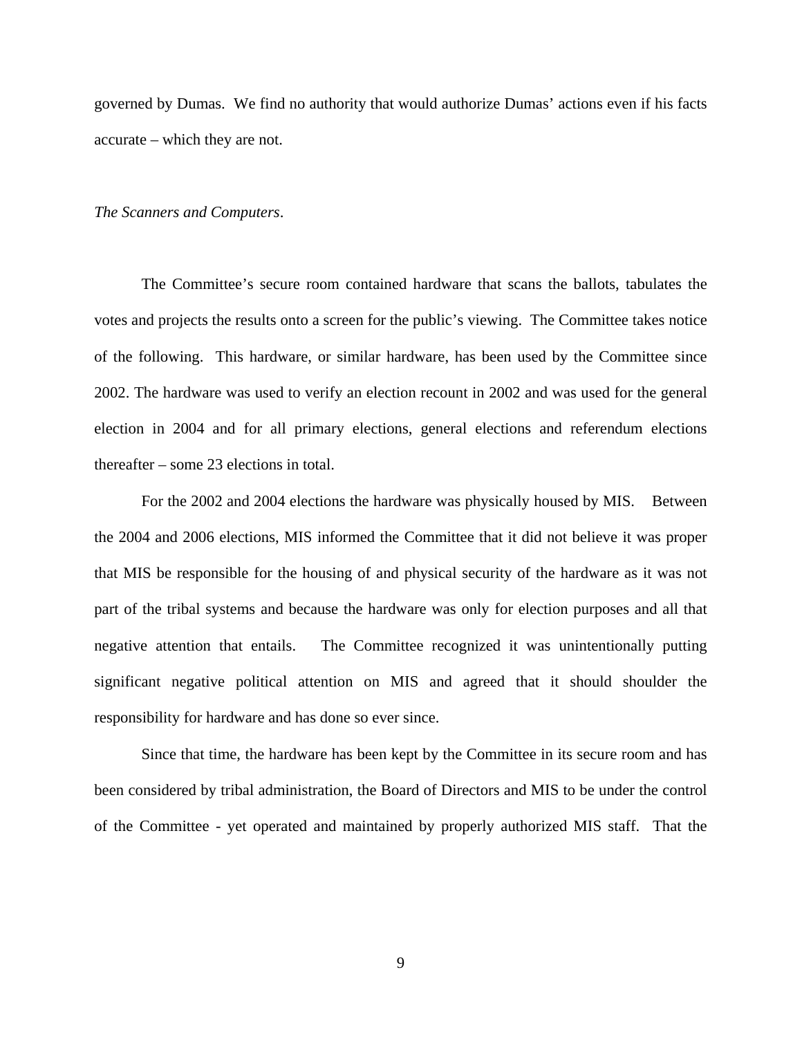governed by Dumas. We find no authority that would authorize Dumas' actions even if his facts accurate – which they are not.

*The Scanners and Computers*.

The Committee's secure room contained hardware that scans the ballots, tabulates the votes and projects the results onto a screen for the public's viewing. The Committee takes notice of the following. This hardware, or similar hardware, has been used by the Committee since 2002. The hardware was used to verify an election recount in 2002 and was used for the general election in 2004 and for all primary elections, general elections and referendum elections thereafter – some 23 elections in total.

For the 2002 and 2004 elections the hardware was physically housed by MIS. Between the 2004 and 2006 elections, MIS informed the Committee that it did not believe it was proper that MIS be responsible for the housing of and physical security of the hardware as it was not part of the tribal systems and because the hardware was only for election purposes and all that negative attention that entails. The Committee recognized it was unintentionally putting significant negative political attention on MIS and agreed that it should shoulder the responsibility for hardware and has done so ever since.

Since that time, the hardware has been kept by the Committee in its secure room and has been considered by tribal administration, the Board of Directors and MIS to be under the control of the Committee - yet operated and maintained by properly authorized MIS staff. That the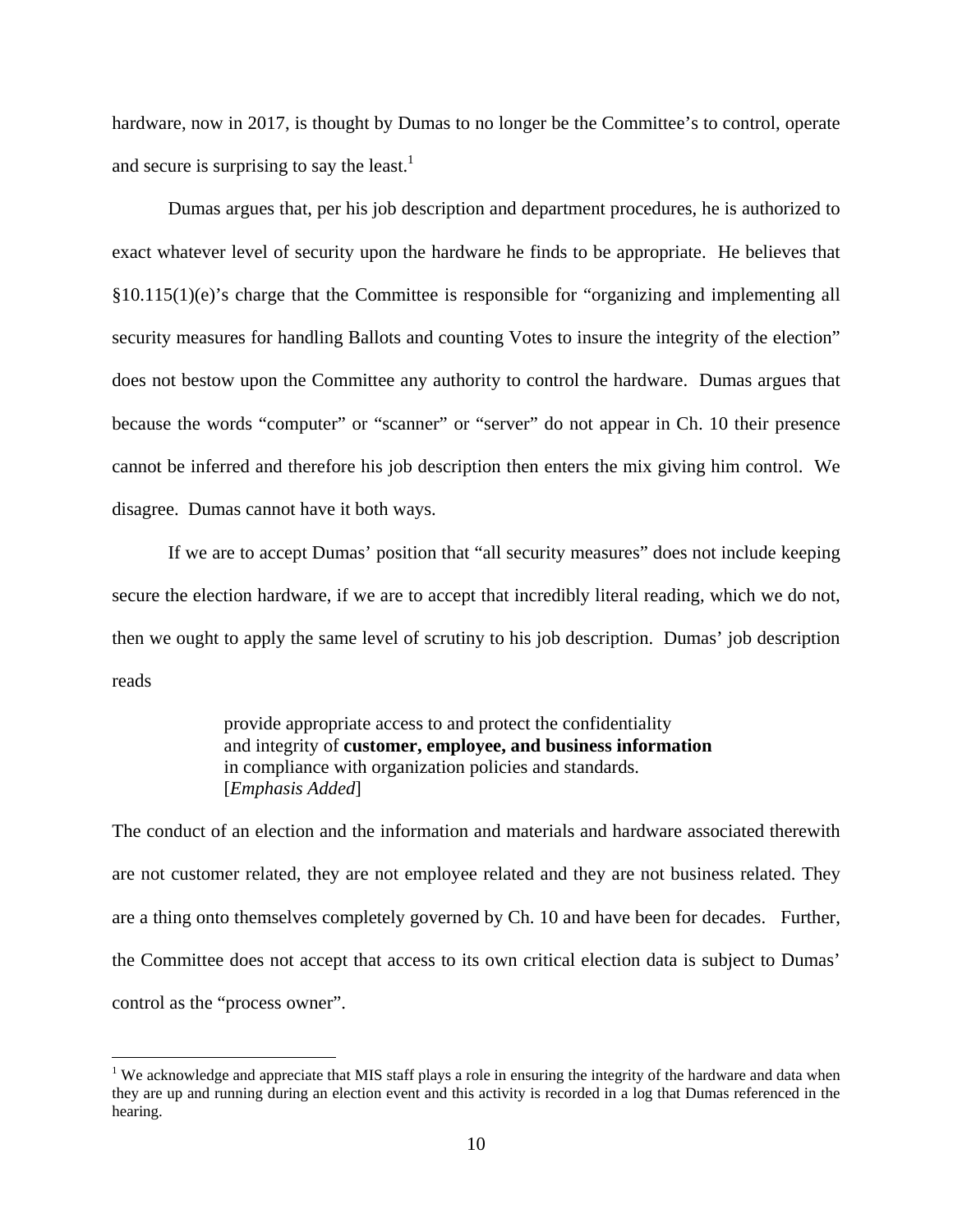hardware, now in 2017, is thought by Dumas to no longer be the Committee's to control, operate and secure is surprising to say the least.[1]

Dumas argues that, per his job description and department procedures, he is authorized to exact whatever level of security upon the hardware he finds to be appropriate. He believes that §10.115(1)(e)'s charge that the Committee is responsible for "organizing and implementing all security measures for handling Ballots and counting Votes to insure the integrity of the election" does not bestow upon the Committee any authority to control the hardware. Dumas argues that because the words "computer" or "scanner" or "server" do not appear in Ch. 10 their presence cannot be inferred and therefore his job description then enters the mix giving him control. We disagree. Dumas cannot have it both ways.

If we are to accept Dumas' position that "all security measures" does not include keeping secure the election hardware, if we are to accept that incredibly literal reading, which we do not, then we ought to apply the same level of scrutiny to his job description. Dumas' job description reads

> provide appropriate access to and protect the confidentiality and integrity of **customer, employee, and business information** in compliance with organization policies and standards. [*Emphasis Added*]

The conduct of an election and the information and materials and hardware associated therewith are not customer related, they are not employee related and they are not business related. They are a thing onto themselves completely governed by Ch. 10 and have been for decades. Further, the Committee does not accept that access to its own critical election data is subject to Dumas' control as the "process owner".

[1] We acknowledge and appreciate that MIS staff plays a role in ensuring the integrity of the hardware and data when they are up and running during an election event and this activity is recorded in a log that Dumas referenced in the hearing.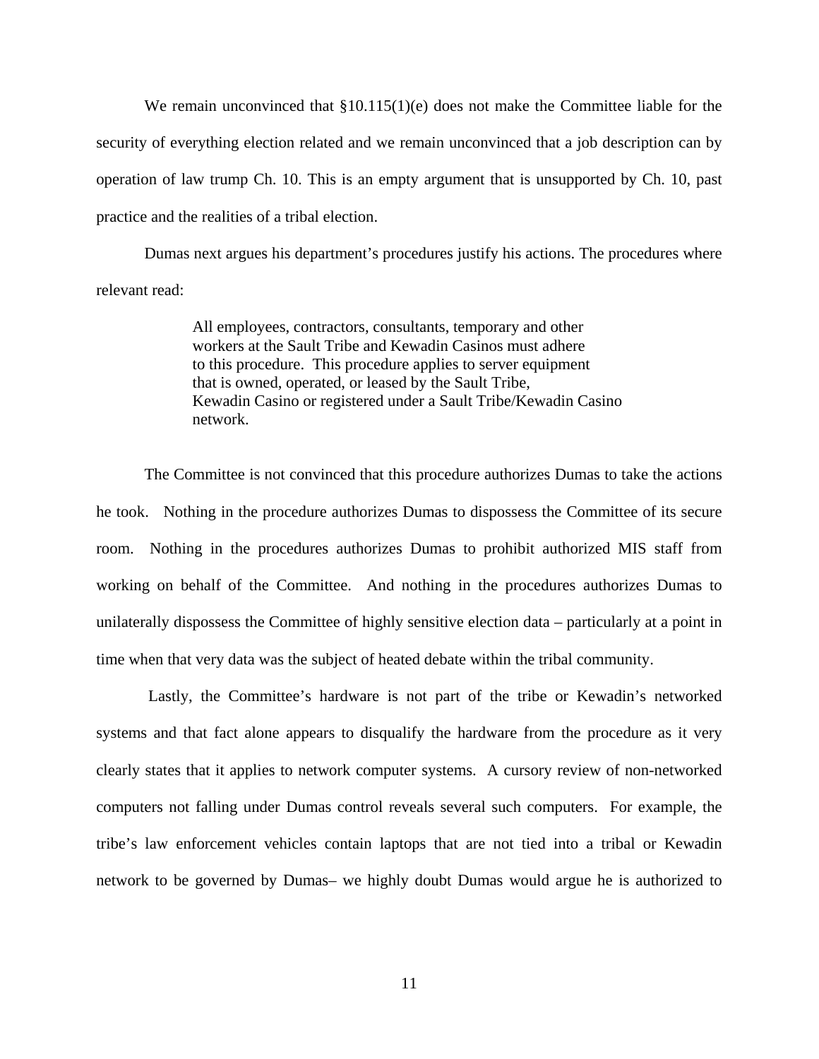We remain unconvinced that §10.115(1)(e) does not make the Committee liable for the security of everything election related and we remain unconvinced that a job description can by operation of law trump Ch. 10. This is an empty argument that is unsupported by Ch. 10, past practice and the realities of a tribal election.

Dumas next argues his department's procedures justify his actions. The procedures where relevant read:

> All employees, contractors, consultants, temporary and other workers at the Sault Tribe and Kewadin Casinos must adhere to this procedure. This procedure applies to server equipment that is owned, operated, or leased by the Sault Tribe, Kewadin Casino or registered under a Sault Tribe/Kewadin Casino network.

The Committee is not convinced that this procedure authorizes Dumas to take the actions he took. Nothing in the procedure authorizes Dumas to dispossess the Committee of its secure room. Nothing in the procedures authorizes Dumas to prohibit authorized MIS staff from working on behalf of the Committee. And nothing in the procedures authorizes Dumas to unilaterally dispossess the Committee of highly sensitive election data – particularly at a point in time when that very data was the subject of heated debate within the tribal community.

Lastly, the Committee's hardware is not part of the tribe or Kewadin's networked systems and that fact alone appears to disqualify the hardware from the procedure as it very clearly states that it applies to network computer systems. A cursory review of non-networked computers not falling under Dumas control reveals several such computers. For example, the tribe's law enforcement vehicles contain laptops that are not tied into a tribal or Kewadin network to be governed by Dumas– we highly doubt Dumas would argue he is authorized to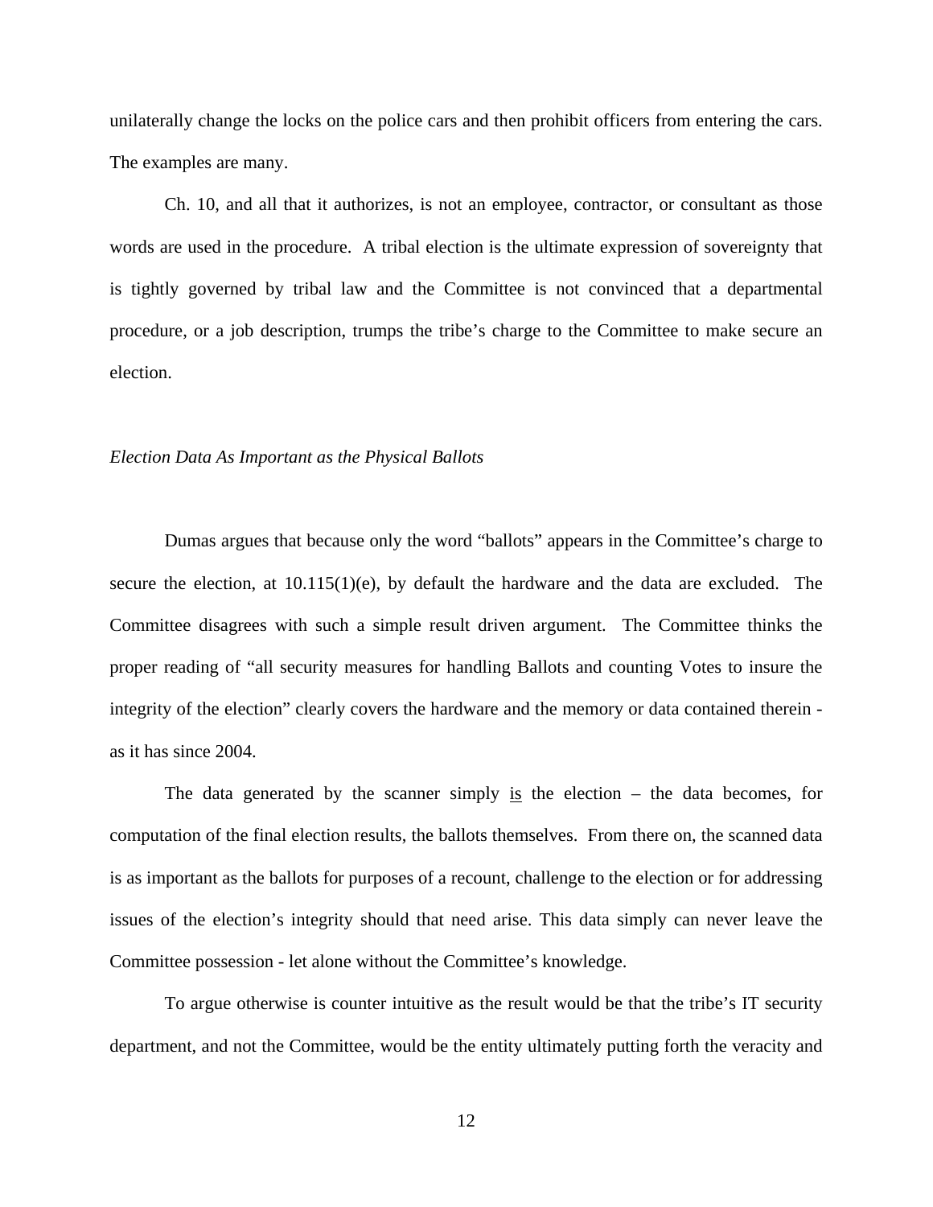unilaterally change the locks on the police cars and then prohibit officers from entering the cars. The examples are many.

Ch. 10, and all that it authorizes, is not an employee, contractor, or consultant as those words are used in the procedure. A tribal election is the ultimate expression of sovereignty that is tightly governed by tribal law and the Committee is not convinced that a departmental procedure, or a job description, trumps the tribe's charge to the Committee to make secure an election.

*Election Data As Important as the Physical Ballots*

Dumas argues that because only the word "ballots" appears in the Committee's charge to secure the election, at 10.115(1)(e), by default the hardware and the data are excluded. The Committee disagrees with such a simple result driven argument. The Committee thinks the proper reading of "all security measures for handling Ballots and counting Votes to insure the integrity of the election" clearly covers the hardware and the memory or data contained therein - as it has since 2004.

The data generated by the scanner simply <u>is</u> the election – the data becomes, for computation of the final election results, the ballots themselves. From there on, the scanned data is as important as the ballots for purposes of a recount, challenge to the election or for addressing issues of the election's integrity should that need arise. This data simply can never leave the Committee possession - let alone without the Committee's knowledge.

To argue otherwise is counter intuitive as the result would be that the tribe's IT security department, and not the Committee, would be the entity ultimately putting forth the veracity and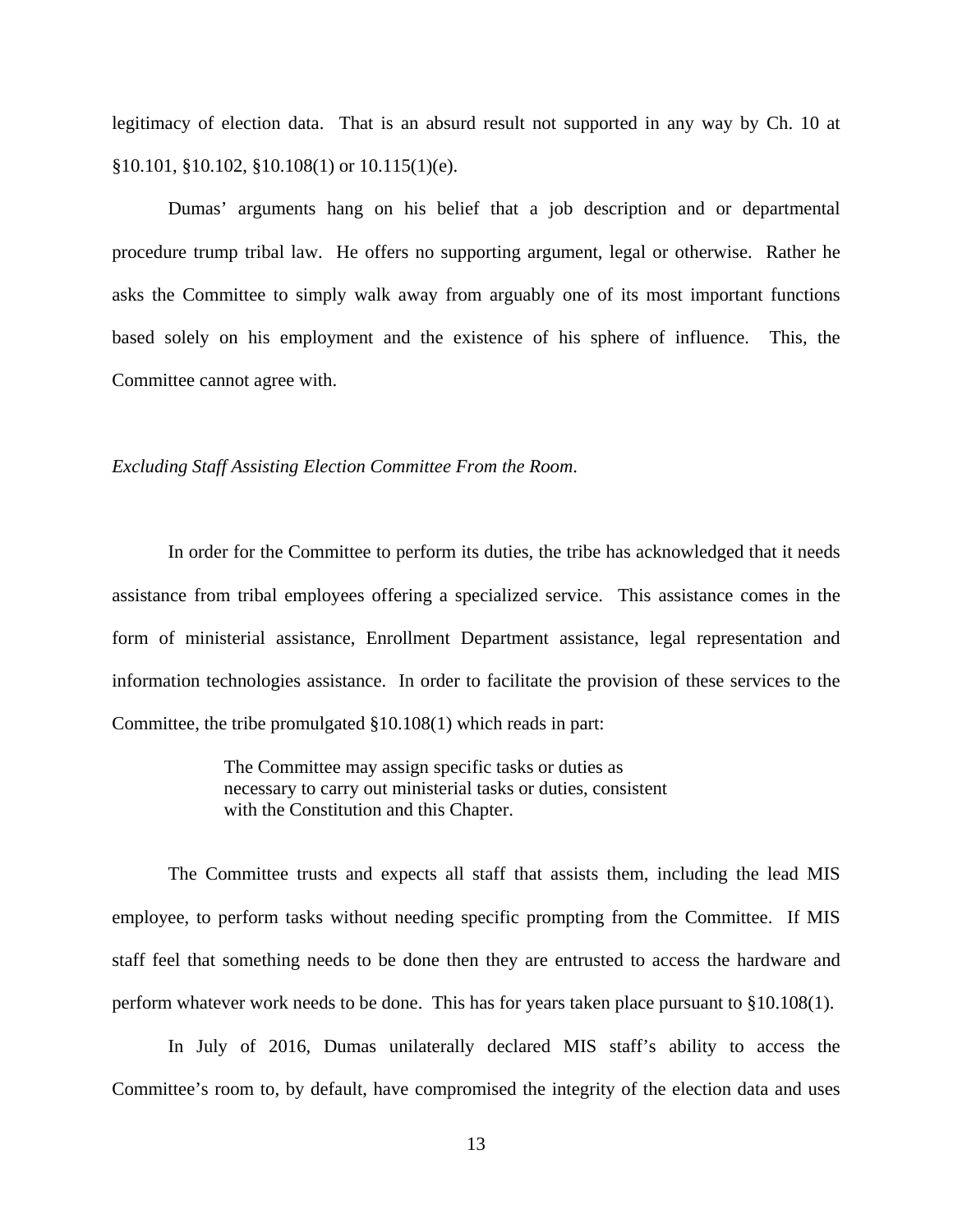legitimacy of election data. That is an absurd result not supported in any way by Ch. 10 at §10.101, §10.102, §10.108(1) or 10.115(1)(e).

Dumas' arguments hang on his belief that a job description and or departmental procedure trump tribal law. He offers no supporting argument, legal or otherwise. Rather he asks the Committee to simply walk away from arguably one of its most important functions based solely on his employment and the existence of his sphere of influence. This, the Committee cannot agree with.

*Excluding Staff Assisting Election Committee From the Room.*

In order for the Committee to perform its duties, the tribe has acknowledged that it needs assistance from tribal employees offering a specialized service. This assistance comes in the form of ministerial assistance, Enrollment Department assistance, legal representation and information technologies assistance. In order to facilitate the provision of these services to the Committee, the tribe promulgated §10.108(1) which reads in part:

> The Committee may assign specific tasks or duties as necessary to carry out ministerial tasks or duties, consistent with the Constitution and this Chapter.

The Committee trusts and expects all staff that assists them, including the lead MIS employee, to perform tasks without needing specific prompting from the Committee. If MIS staff feel that something needs to be done then they are entrusted to access the hardware and perform whatever work needs to be done. This has for years taken place pursuant to §10.108(1).

In July of 2016, Dumas unilaterally declared MIS staff's ability to access the Committee's room to, by default, have compromised the integrity of the election data and uses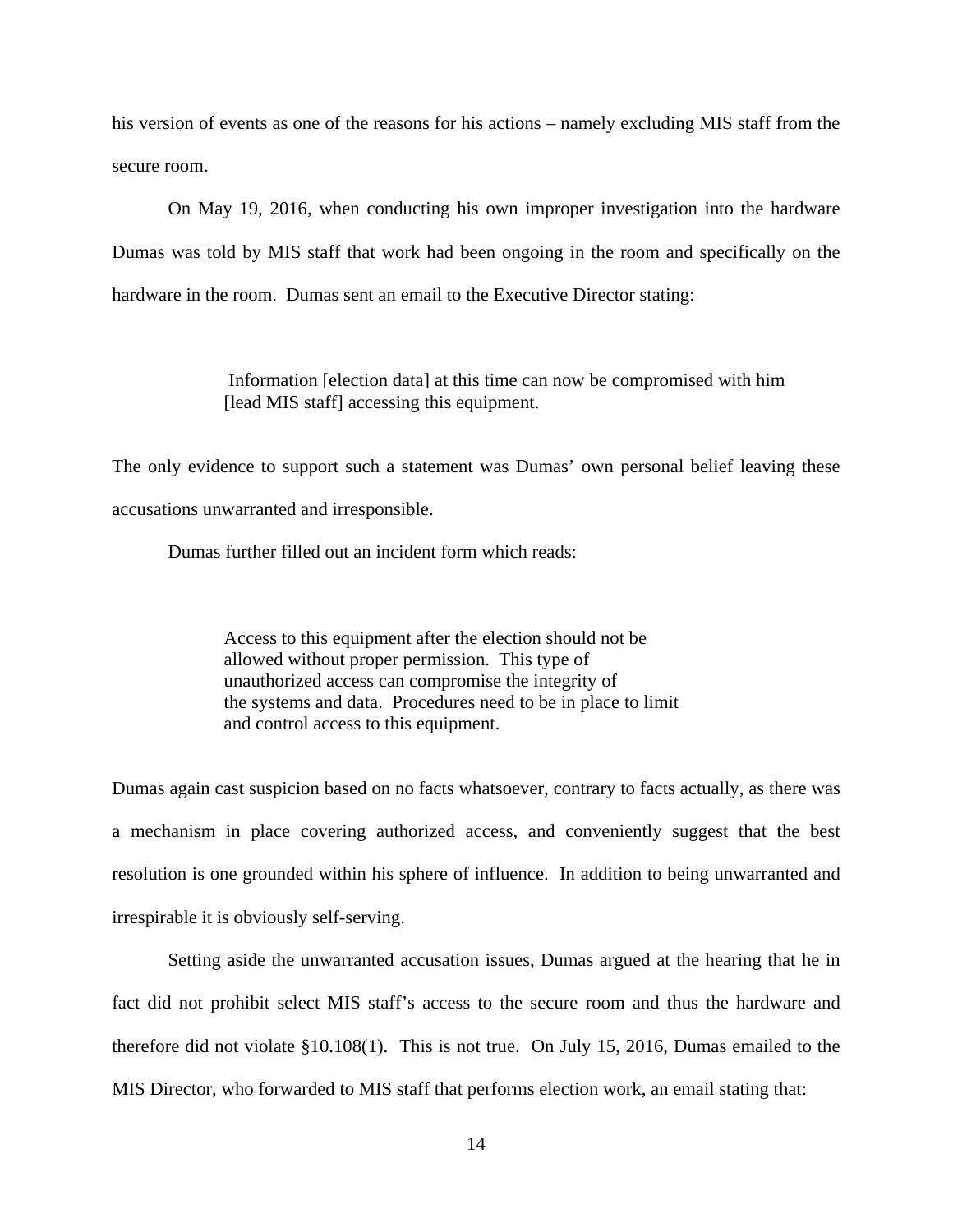his version of events as one of the reasons for his actions – namely excluding MIS staff from the secure room.

On May 19, 2016, when conducting his own improper investigation into the hardware Dumas was told by MIS staff that work had been ongoing in the room and specifically on the hardware in the room. Dumas sent an email to the Executive Director stating:

> Information [election data] at this time can now be compromised with him [lead MIS staff] accessing this equipment.

The only evidence to support such a statement was Dumas' own personal belief leaving these accusations unwarranted and irresponsible.

Dumas further filled out an incident form which reads:

> Access to this equipment after the election should not be allowed without proper permission. This type of unauthorized access can compromise the integrity of the systems and data. Procedures need to be in place to limit and control access to this equipment.

Dumas again cast suspicion based on no facts whatsoever, contrary to facts actually, as there was a mechanism in place covering authorized access, and conveniently suggest that the best resolution is one grounded within his sphere of influence. In addition to being unwarranted and irrespirable it is obviously self-serving.

Setting aside the unwarranted accusation issues, Dumas argued at the hearing that he in fact did not prohibit select MIS staff's access to the secure room and thus the hardware and therefore did not violate §10.108(1). This is not true. On July 15, 2016, Dumas emailed to the MIS Director, who forwarded to MIS staff that performs election work, an email stating that: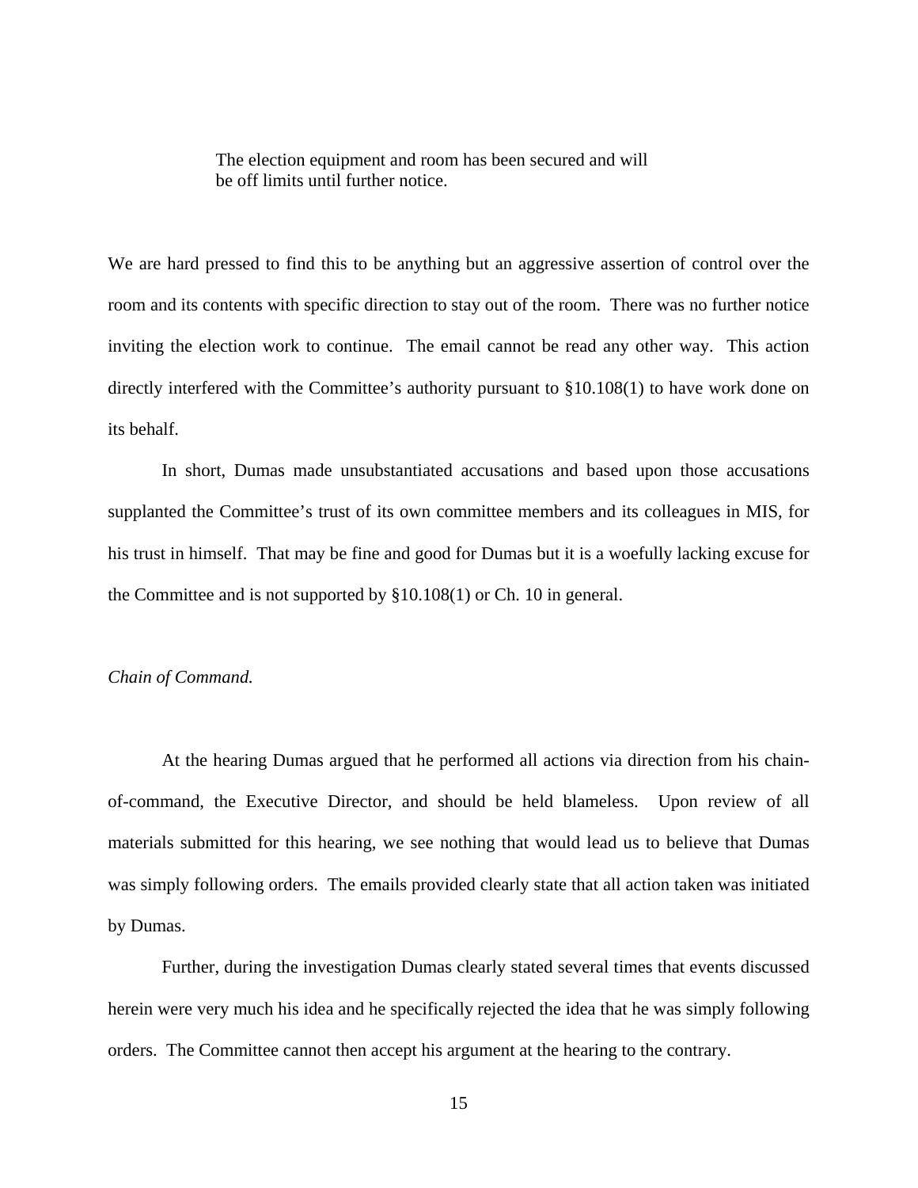> The election equipment and room has been secured and will be off limits until further notice.

We are hard pressed to find this to be anything but an aggressive assertion of control over the room and its contents with specific direction to stay out of the room. There was no further notice inviting the election work to continue. The email cannot be read any other way. This action directly interfered with the Committee's authority pursuant to §10.108(1) to have work done on its behalf.

In short, Dumas made unsubstantiated accusations and based upon those accusations supplanted the Committee's trust of its own committee members and its colleagues in MIS, for his trust in himself. That may be fine and good for Dumas but it is a woefully lacking excuse for the Committee and is not supported by §10.108(1) or Ch. 10 in general.

*Chain of Command.*

At the hearing Dumas argued that he performed all actions via direction from his chain-of-command, the Executive Director, and should be held blameless. Upon review of all materials submitted for this hearing, we see nothing that would lead us to believe that Dumas was simply following orders. The emails provided clearly state that all action taken was initiated by Dumas.

Further, during the investigation Dumas clearly stated several times that events discussed herein were very much his idea and he specifically rejected the idea that he was simply following orders. The Committee cannot then accept his argument at the hearing to the contrary.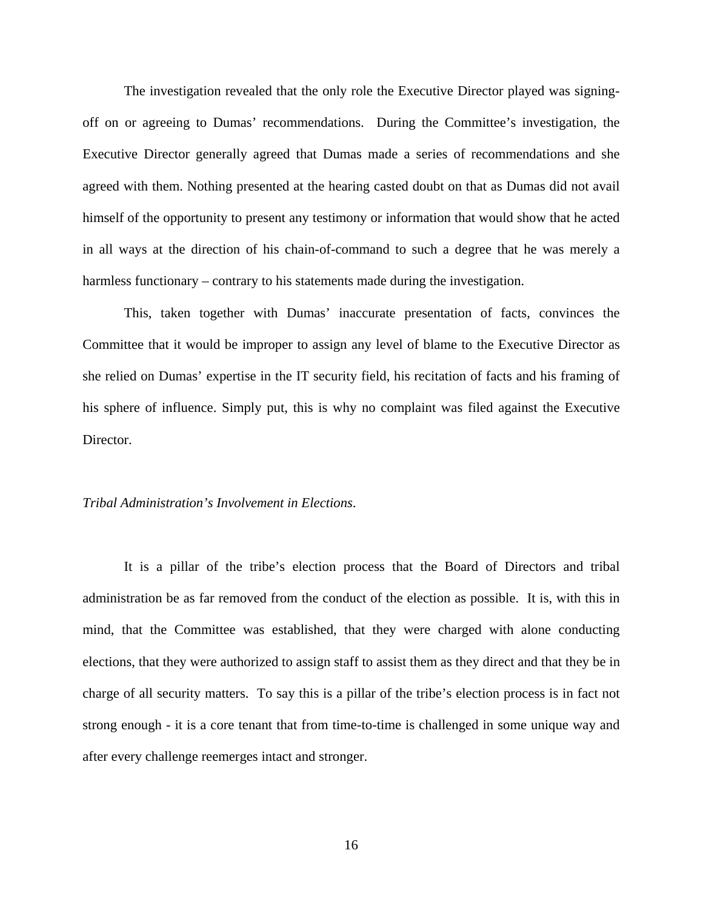The investigation revealed that the only role the Executive Director played was signing-off on or agreeing to Dumas' recommendations. During the Committee's investigation, the Executive Director generally agreed that Dumas made a series of recommendations and she agreed with them. Nothing presented at the hearing casted doubt on that as Dumas did not avail himself of the opportunity to present any testimony or information that would show that he acted in all ways at the direction of his chain-of-command to such a degree that he was merely a harmless functionary – contrary to his statements made during the investigation.

This, taken together with Dumas' inaccurate presentation of facts, convinces the Committee that it would be improper to assign any level of blame to the Executive Director as she relied on Dumas' expertise in the IT security field, his recitation of facts and his framing of his sphere of influence. Simply put, this is why no complaint was filed against the Executive Director.

*Tribal Administration's Involvement in Elections.*

It is a pillar of the tribe's election process that the Board of Directors and tribal administration be as far removed from the conduct of the election as possible. It is, with this in mind, that the Committee was established, that they were charged with alone conducting elections, that they were authorized to assign staff to assist them as they direct and that they be in charge of all security matters. To say this is a pillar of the tribe's election process is in fact not strong enough - it is a core tenant that from time-to-time is challenged in some unique way and after every challenge reemerges intact and stronger.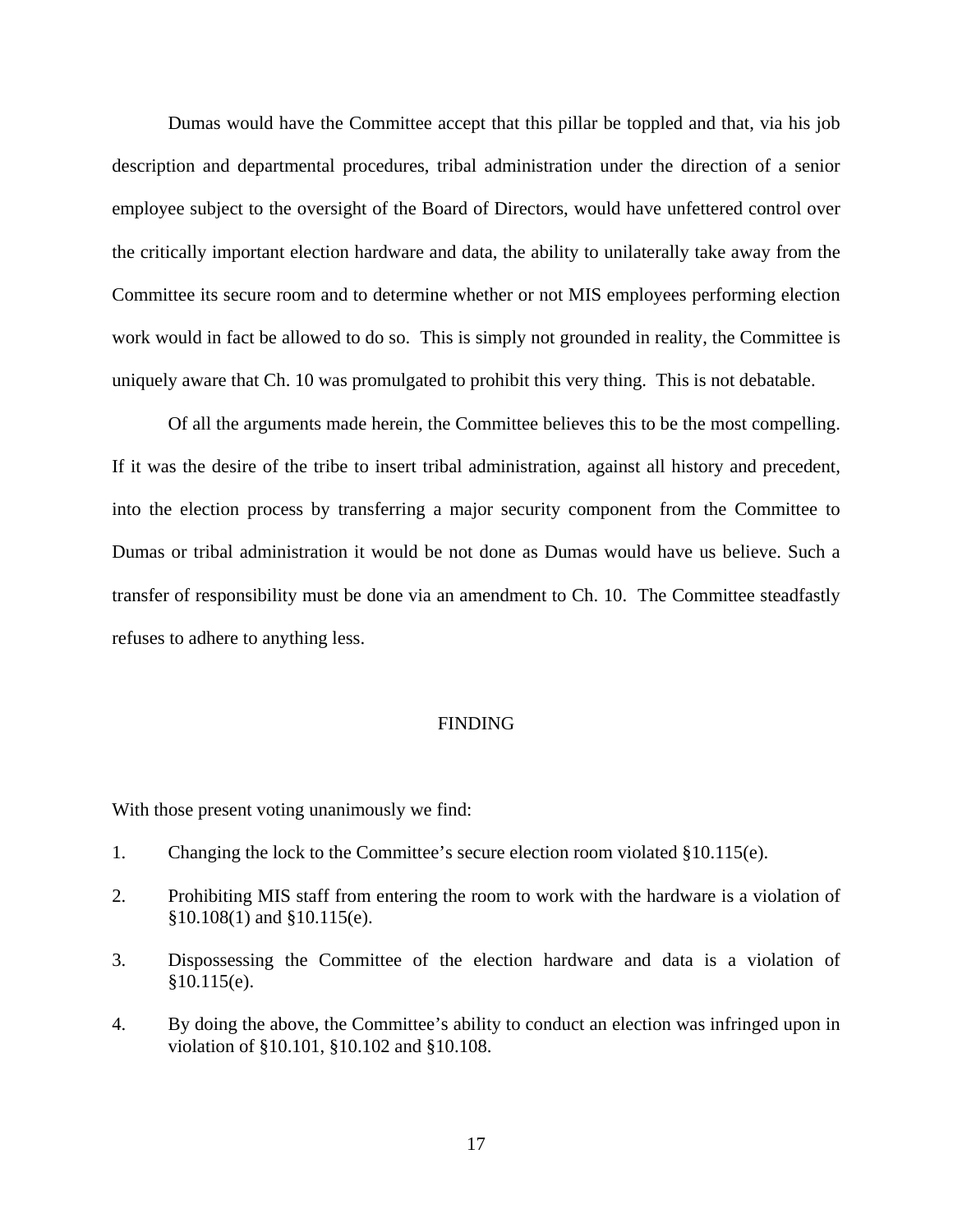Dumas would have the Committee accept that this pillar be toppled and that, via his job description and departmental procedures, tribal administration under the direction of a senior employee subject to the oversight of the Board of Directors, would have unfettered control over the critically important election hardware and data, the ability to unilaterally take away from the Committee its secure room and to determine whether or not MIS employees performing election work would in fact be allowed to do so. This is simply not grounded in reality, the Committee is uniquely aware that Ch. 10 was promulgated to prohibit this very thing. This is not debatable.

Of all the arguments made herein, the Committee believes this to be the most compelling. If it was the desire of the tribe to insert tribal administration, against all history and precedent, into the election process by transferring a major security component from the Committee to Dumas or tribal administration it would be not done as Dumas would have us believe. Such a transfer of responsibility must be done via an amendment to Ch. 10. The Committee steadfastly refuses to adhere to anything less.

## FINDING

With those present voting unanimously we find:

1. Changing the lock to the Committee's secure election room violated §10.115(e).

2. Prohibiting MIS staff from entering the room to work with the hardware is a violation of §10.108(1) and §10.115(e).

3. Dispossessing the Committee of the election hardware and data is a violation of §10.115(e).

4. By doing the above, the Committee's ability to conduct an election was infringed upon in violation of §10.101, §10.102 and §10.108.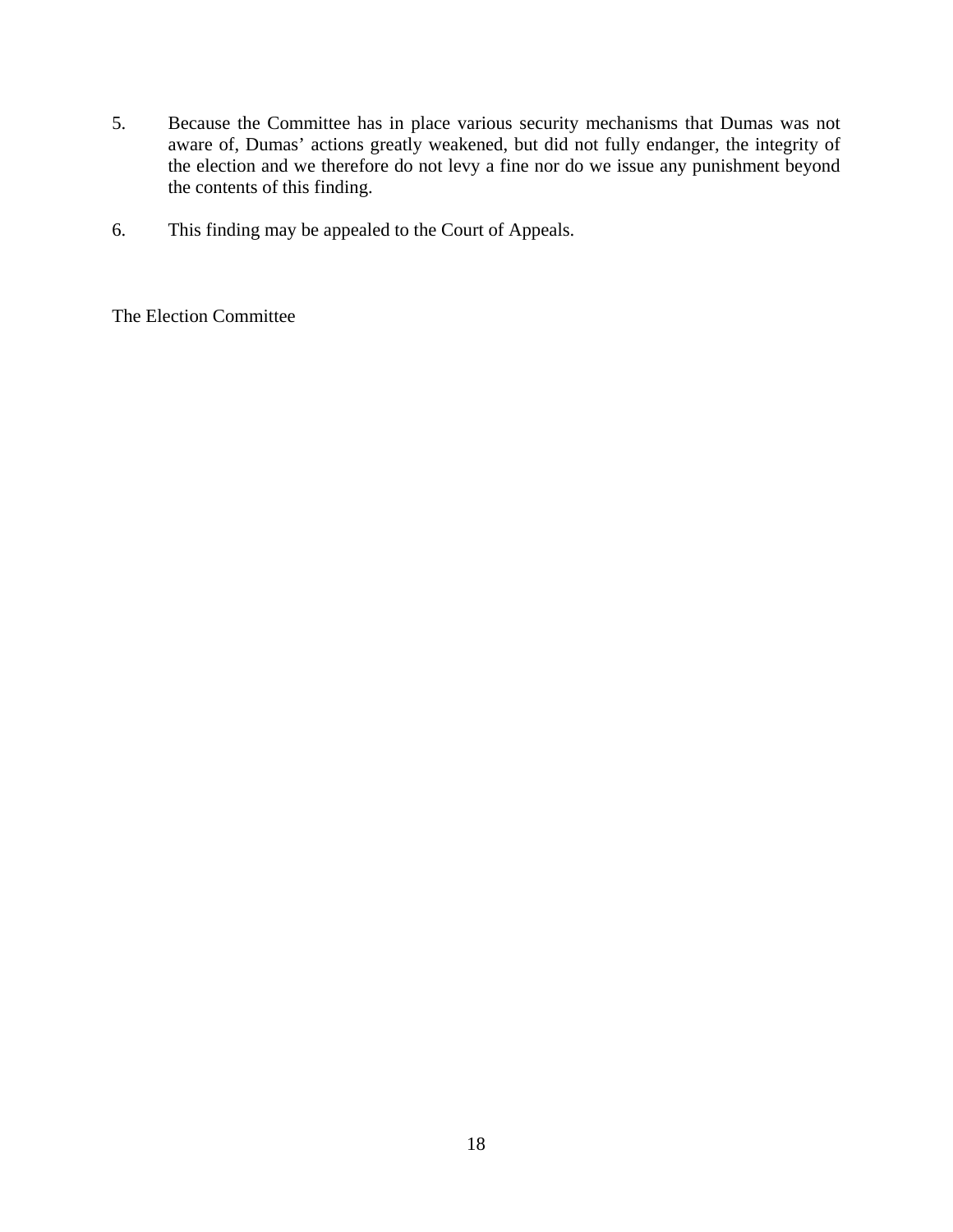5. Because the Committee has in place various security mechanisms that Dumas was not aware of, Dumas' actions greatly weakened, but did not fully endanger, the integrity of the election and we therefore do not levy a fine nor do we issue any punishment beyond the contents of this finding.

6. This finding may be appealed to the Court of Appeals.

The Election Committee